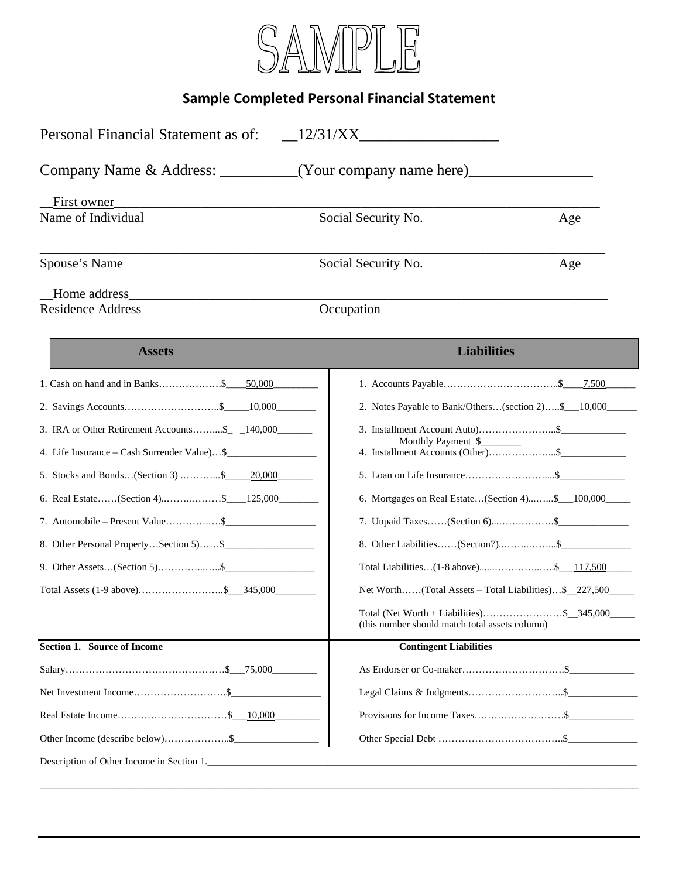# SAMPLE

## Sample Completed Personal Financial Statement

Personal Financial Statement as of: 12/31/XX

Company Name & Address: (Your company name here)

| First owner | | |
|---|---|---|
| Name of Individual | Social Security No. | Age |
| | | |
| Spouse's Name | Social Security No. | Age |
| Home address | | |
| Residence Address | Occupation | |

| Assets | | Liabilities | |
|---|---|---|---|
| 1. Cash on hand and in Banks | $ 50,000 | 1. Accounts Payable | $ 7,500 |
| 2. Savings Accounts | $ 10,000 | 2. Notes Payable to Bank/Others…(section 2) | $ 10,000 |
| 3. IRA or Other Retirement Accounts | $ 140,000 | 3. Installment Account Auto) Monthly Payment $ | $ |
| 4. Life Insurance – Cash Surrender Value) | $ | 4. Installment Accounts (Other) | $ |
| 5. Stocks and Bonds…(Section 3) | $ 20,000 | 5. Loan on Life Insurance | $ |
| 6. Real Estate……(Section 4) | $ 125,000 | 6. Mortgages on Real Estate…(Section 4) | $ 100,000 |
| 7. Automobile – Present Value | $ | 7. Unpaid Taxes……(Section 6) | $ |
| 8. Other Personal Property…Section 5) | $ | 8. Other Liabilities……(Section7) | $ |
| 9. Other Assets…(Section 5) | $ | Total Liabilities…(1-8 above) | $ 117,500 |
| Total Assets (1-9 above) | $ 345,000 | Net Worth……(Total Assets – Total Liabilities) | $ 227,500 |
| | | Total (Net Worth + Liabilities) (this number should match total assets column) | $ 345,000 |

| Section 1. Source of Income | | Contingent Liabilities | |
|---|---|---|---|
| Salary | $ 75,000 | As Endorser or Co-maker | $ |
| Net Investment Income | $ | Legal Claims & Judgments | $ |
| Real Estate Income | $ 10,000 | Provisions for Income Taxes | $ |
| Other Income (describe below) | $ | Other Special Debt | $ |

Description of Other Income in Section 1.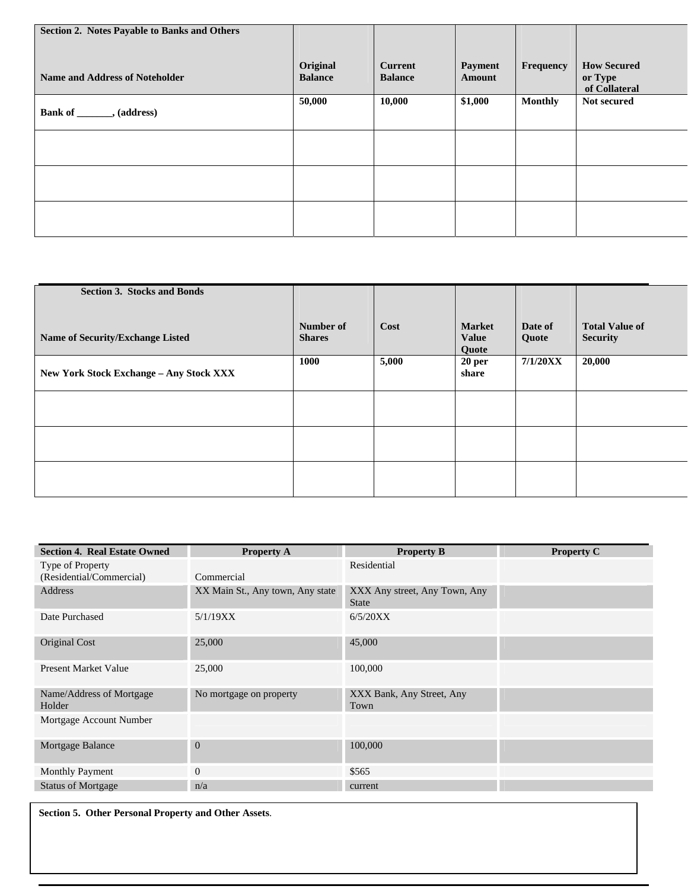| Section 2. Notes Payable to Banks and Others<br><br>Name and Address of Noteholder | Original Balance | Current Balance | Payment Amount | Frequency | How Secured or Type of Collateral |
|---|---|---|---|---|---|
| Bank of _______, (address) | 50,000 | 10,000 | $1,000 | Monthly | Not secured |
| | | | | | |
| | | | | | |
| | | | | | |

| Section 3. Stocks and Bonds<br><br>Name of Security/Exchange Listed | Number of Shares | Cost | Market Value Quote | Date of Quote | Total Value of Security |
|---|---|---|---|---|---|
| New York Stock Exchange – Any Stock XXX | 1000 | 5,000 | 20 per share | 7/1/20XX | 20,000 |
| | | | | | |
| | | | | | |
| | | | | | |

| Section 4. Real Estate Owned | Property A | Property B | Property C |
|---|---|---|---|
| Type of Property (Residential/Commercial) | Commercial | Residential | |
| Address | XX Main St., Any town, Any state | XXX Any street, Any Town, Any State | |
| Date Purchased | 5/1/19XX | 6/5/20XX | |
| Original Cost | 25,000 | 45,000 | |
| Present Market Value | 25,000 | 100,000 | |
| Name/Address of Mortgage Holder | No mortgage on property | XXX Bank, Any Street, Any Town | |
| Mortgage Account Number | | | |
| Mortgage Balance | 0 | 100,000 | |
| Monthly Payment | 0 | $565 | |
| Status of Mortgage | n/a | current | |

**Section 5. Other Personal Property and Other Assets**.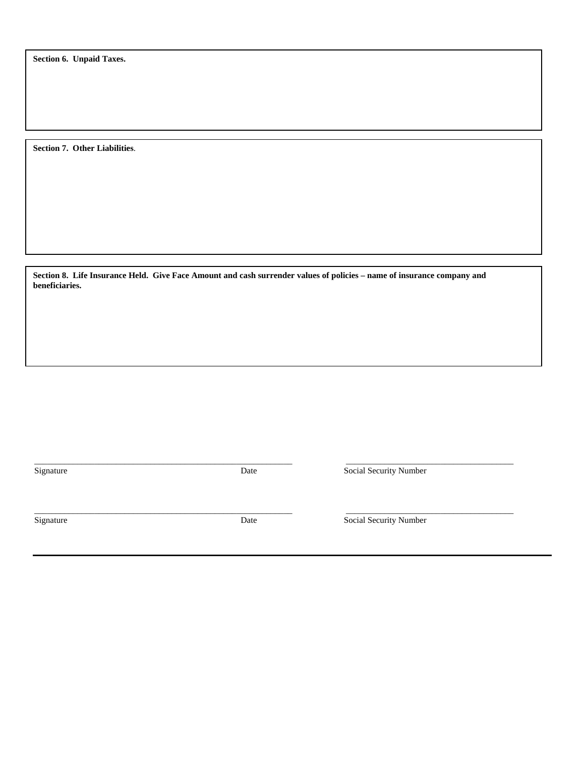**Section 6. Unpaid Taxes.**

**Section 7. Other Liabilities**.

**Section 8. Life Insurance Held. Give Face Amount and cash surrender values of policies – name of insurance company and beneficiaries.**

\_\_\_\_\_\_\_\_\_\_\_\_\_\_\_\_\_\_\_\_\_\_\_\_\_\_\_\_\_\_\_\_\_\_\_\_\_\_\_\_ \_\_\_\_\_\_\_\_\_\_\_\_\_\_\_\_\_\_\_\_\_\_\_\_\_\_\_\_\_\_

Signature Date Social Security Number

\_\_\_\_\_\_\_\_\_\_\_\_\_\_\_\_\_\_\_\_\_\_\_\_\_\_\_\_\_\_\_\_\_\_\_\_\_\_\_\_ \_\_\_\_\_\_\_\_\_\_\_\_\_\_\_\_\_\_\_\_\_\_\_\_\_\_\_\_\_\_

Signature Date Social Security Number